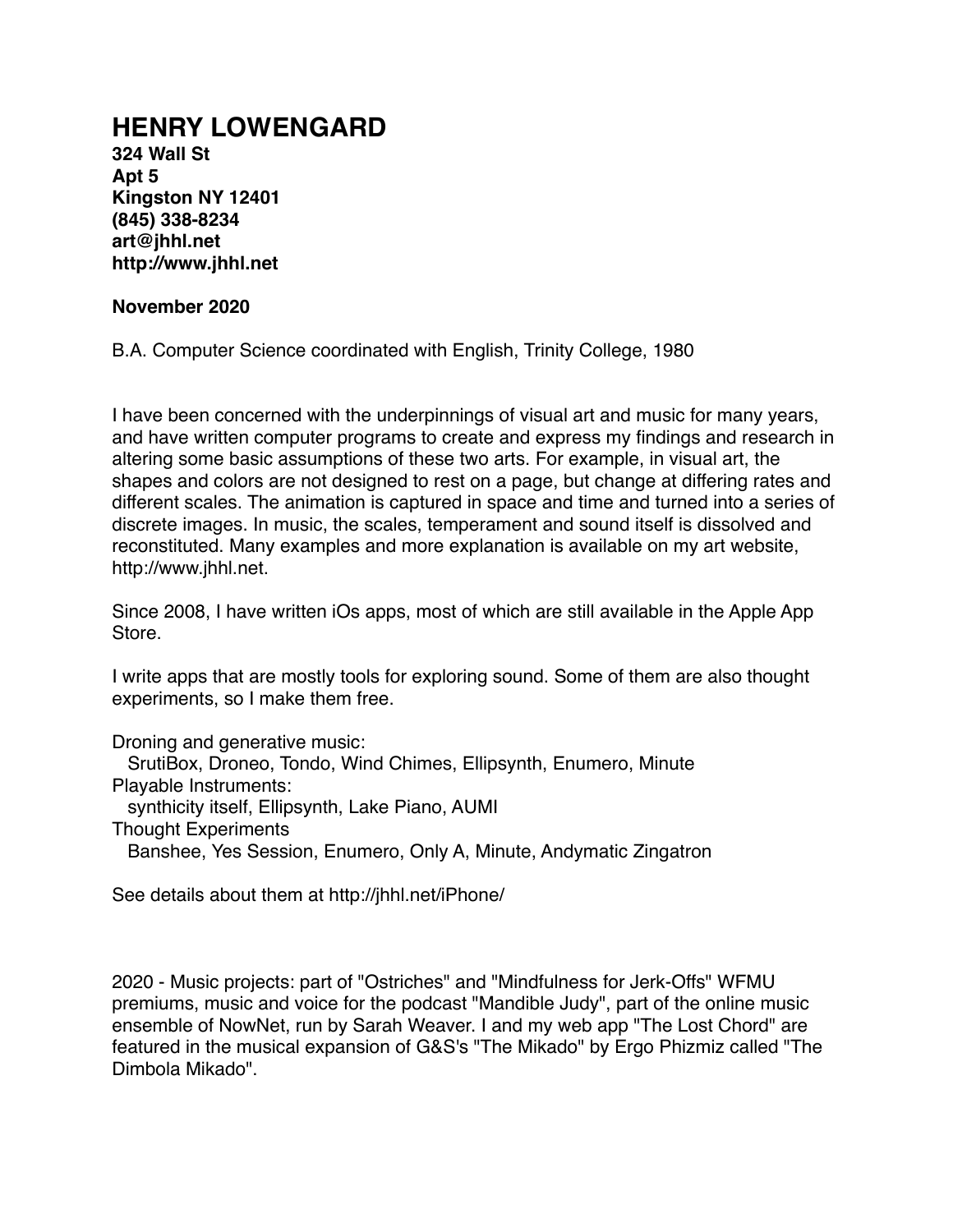# HENRY LOWENGARD

**324 Wall St**
**Apt 5**
**Kingston NY 12401**
**(845) 338-8234**
**art@jhhl.net**
**http://www.jhhl.net**

**November 2020**

B.A. Computer Science coordinated with English, Trinity College, 1980

I have been concerned with the underpinnings of visual art and music for many years, and have written computer programs to create and express my findings and research in altering some basic assumptions of these two arts. For example, in visual art, the shapes and colors are not designed to rest on a page, but change at differing rates and different scales. The animation is captured in space and time and turned into a series of discrete images. In music, the scales, temperament and sound itself is dissolved and reconstituted. Many examples and more explanation is available on my art website, http://www.jhhl.net.

Since 2008, I have written iOs apps, most of which are still available in the Apple App Store.

I write apps that are mostly tools for exploring sound. Some of them are also thought experiments, so I make them free.

Droning and generative music:
   SrutiBox, Droneo, Tondo, Wind Chimes, Ellipsynth, Enumero, Minute
Playable Instruments:
   synthicity itself, Ellipsynth, Lake Piano, AUMI
Thought Experiments
   Banshee, Yes Session, Enumero, Only A, Minute, Andymatic Zingatron

See details about them at http://jhhl.net/iPhone/

2020 - Music projects: part of "Ostriches" and "Mindfulness for Jerk-Offs" WFMU premiums, music and voice for the podcast "Mandible Judy", part of the online music ensemble of NowNet, run by Sarah Weaver. I and my web app "The Lost Chord" are featured in the musical expansion of G&S's "The Mikado" by Ergo Phizmiz called "The Dimbola Mikado".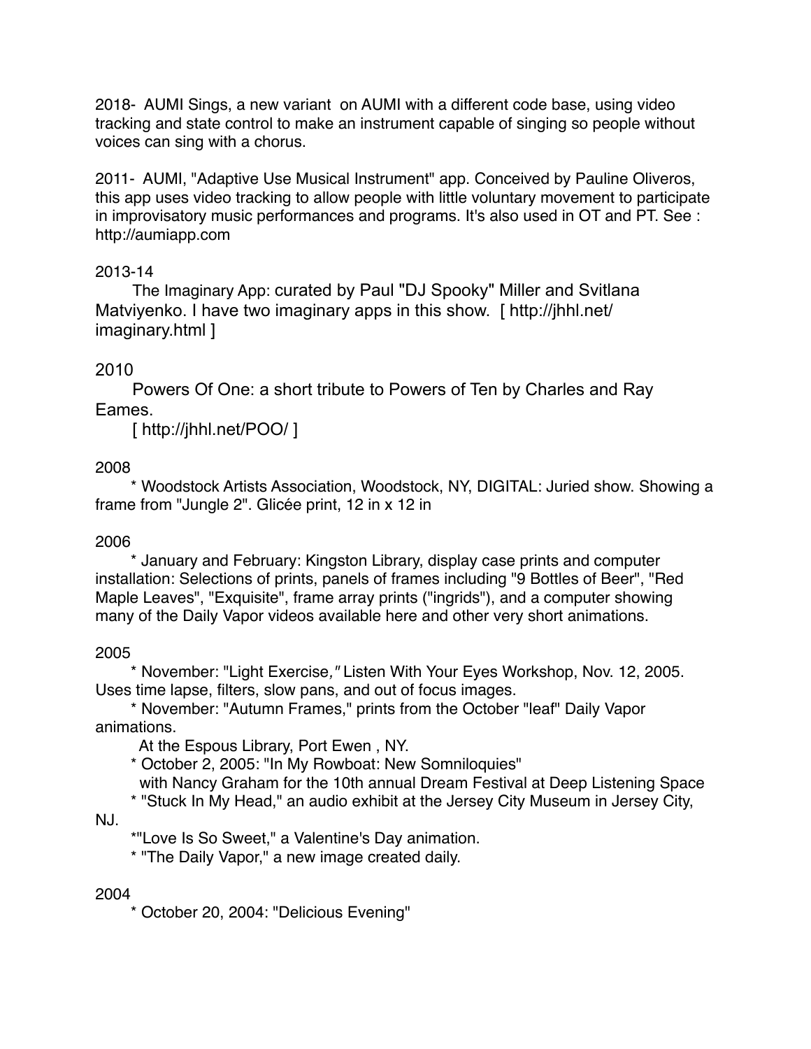2018- AUMI Sings, a new variant on AUMI with a different code base, using video tracking and state control to make an instrument capable of singing so people without voices can sing with a chorus.

2011- AUMI, "Adaptive Use Musical Instrument" app. Conceived by Pauline Oliveros, this app uses video tracking to allow people with little voluntary movement to participate in improvisatory music performances and programs. It's also used in OT and PT. See : http://aumiapp.com

2013-14

The Imaginary App: curated by Paul "DJ Spooky" Miller and Svitlana Matviyenko. I have two imaginary apps in this show. [ http://jhhl.net/imaginary.html ]

2010

Powers Of One: a short tribute to Powers of Ten by Charles and Ray Eames.

[ http://jhhl.net/POO/ ]

2008

* Woodstock Artists Association, Woodstock, NY, DIGITAL: Juried show. Showing a frame from "Jungle 2". Glicée print, 12 in x 12 in

2006

* January and February: Kingston Library, display case prints and computer installation: Selections of prints, panels of frames including "9 Bottles of Beer", "Red Maple Leaves", "Exquisite", frame array prints ("ingrids"), and a computer showing many of the Daily Vapor videos available here and other very short animations.

2005

* November: "Light Exercise*,"* Listen With Your Eyes Workshop, Nov. 12, 2005. Uses time lapse, filters, slow pans, and out of focus images.

* November: "Autumn Frames," prints from the October "leaf" Daily Vapor animations.

At the Espous Library, Port Ewen , NY.

* October 2, 2005: "In My Rowboat: New Somniloquies"

with Nancy Graham for the 10th annual Dream Festival at Deep Listening Space

* "Stuck In My Head," an audio exhibit at the Jersey City Museum in Jersey City, NJ.

*"Love Is So Sweet," a Valentine's Day animation.

* "The Daily Vapor," a new image created daily.

2004

* October 20, 2004: "Delicious Evening"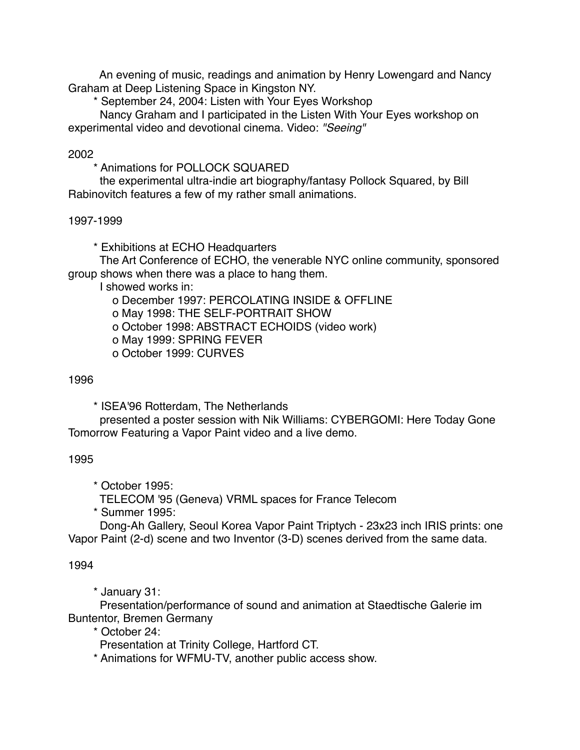An evening of music, readings and animation by Henry Lowengard and Nancy Graham at Deep Listening Space in Kingston NY.

* September 24, 2004: Listen with Your Eyes Workshop

  Nancy Graham and I participated in the Listen With Your Eyes workshop on experimental video and devotional cinema. Video: *"Seeing"*

2002

* Animations for POLLOCK SQUARED

  the experimental ultra-indie art biography/fantasy Pollock Squared, by Bill Rabinovitch features a few of my rather small animations.

1997-1999

* Exhibitions at ECHO Headquarters

  The Art Conference of ECHO, the venerable NYC online community, sponsored group shows when there was a place to hang them.

  I showed works in:

  - December 1997: PERCOLATING INSIDE & OFFLINE
  - May 1998: THE SELF-PORTRAIT SHOW
  - October 1998: ABSTRACT ECHOIDS (video work)
  - May 1999: SPRING FEVER
  - October 1999: CURVES

1996

* ISEA'96 Rotterdam, The Netherlands

  presented a poster session with Nik Williams: CYBERGOMI: Here Today Gone Tomorrow Featuring a Vapor Paint video and a live demo.

1995

* October 1995:

  TELECOM '95 (Geneva) VRML spaces for France Telecom

* Summer 1995:

  Dong-Ah Gallery, Seoul Korea Vapor Paint Triptych - 23x23 inch IRIS prints: one Vapor Paint (2-d) scene and two Inventor (3-D) scenes derived from the same data.

1994

* January 31:

  Presentation/performance of sound and animation at Staedtische Galerie im Buntentor, Bremen Germany

* October 24:

  Presentation at Trinity College, Hartford CT.

* Animations for WFMU-TV, another public access show.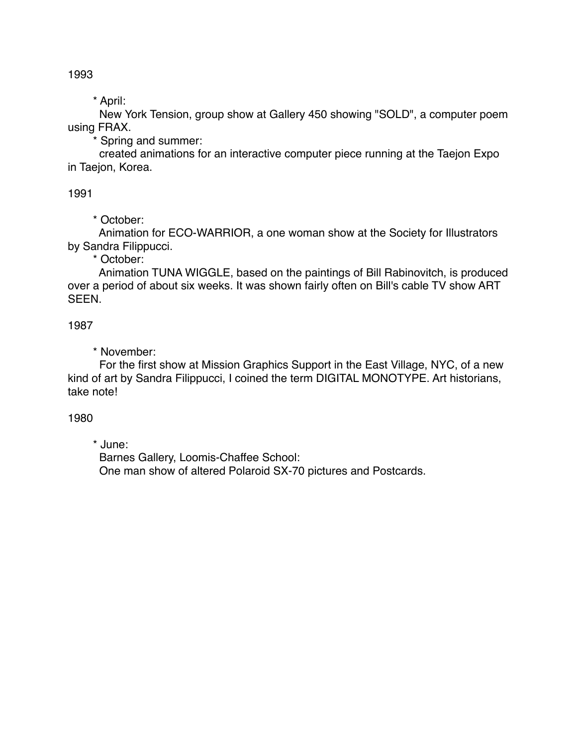1993

* April:
  New York Tension, group show at Gallery 450 showing "SOLD", a computer poem using FRAX.
* Spring and summer:
  created animations for an interactive computer piece running at the Taejon Expo in Taejon, Korea.

1991

* October:
  Animation for ECO-WARRIOR, a one woman show at the Society for Illustrators by Sandra Filippucci.
* October:
  Animation TUNA WIGGLE, based on the paintings of Bill Rabinovitch, is produced over a period of about six weeks. It was shown fairly often on Bill's cable TV show ART SEEN.

1987

* November:
  For the first show at Mission Graphics Support in the East Village, NYC, of a new kind of art by Sandra Filippucci, I coined the term DIGITAL MONOTYPE. Art historians, take note!

1980

* June:
  Barnes Gallery, Loomis-Chaffee School:
  One man show of altered Polaroid SX-70 pictures and Postcards.